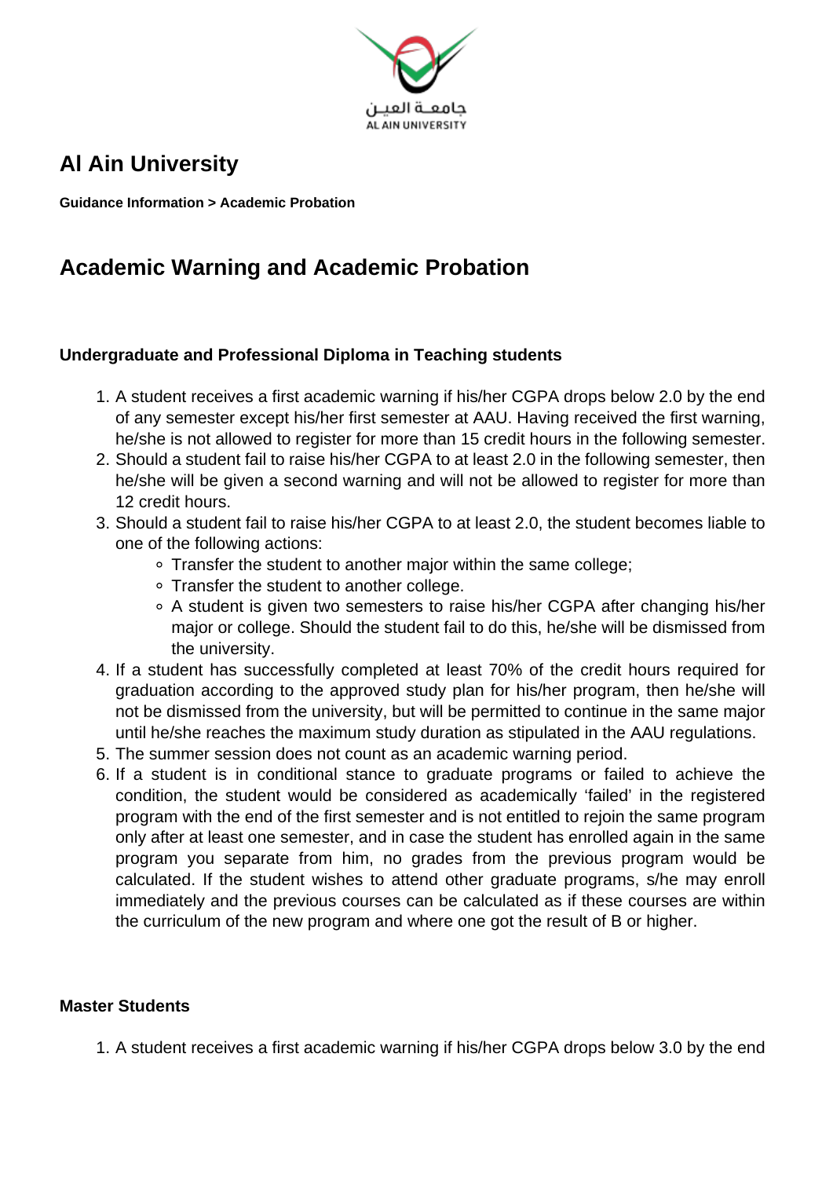# Al Ain University

**Guidance Information > Academic Probation**

## Academic Warning and Academic Probation

#### Undergraduate and Professional Diploma in Teaching students

1. A student receives a first academic warning if his/her CGPA drops below 2.0 by the end of any semester except his/her first semester at AAU. Having received the first warning, he/she is not allowed to register for more than 15 credit hours in the following semester.
2. Should a student fail to raise his/her CGPA to at least 2.0 in the following semester, then he/she will be given a second warning and will not be allowed to register for more than 12 credit hours.
3. Should a student fail to raise his/her CGPA to at least 2.0, the student becomes liable to one of the following actions:
    - Transfer the student to another major within the same college;
    - Transfer the student to another college.
    - A student is given two semesters to raise his/her CGPA after changing his/her major or college. Should the student fail to do this, he/she will be dismissed from the university.
4. If a student has successfully completed at least 70% of the credit hours required for graduation according to the approved study plan for his/her program, then he/she will not be dismissed from the university, but will be permitted to continue in the same major until he/she reaches the maximum study duration as stipulated in the AAU regulations.
5. The summer session does not count as an academic warning period.
6. If a student is in conditional stance to graduate programs or failed to achieve the condition, the student would be considered as academically 'failed' in the registered program with the end of the first semester and is not entitled to rejoin the same program only after at least one semester, and in case the student has enrolled again in the same program you separate from him, no grades from the previous program would be calculated. If the student wishes to attend other graduate programs, s/he may enroll immediately and the previous courses can be calculated as if these courses are within the curriculum of the new program and where one got the result of B or higher.

#### Master Students

1. A student receives a first academic warning if his/her CGPA drops below 3.0 by the end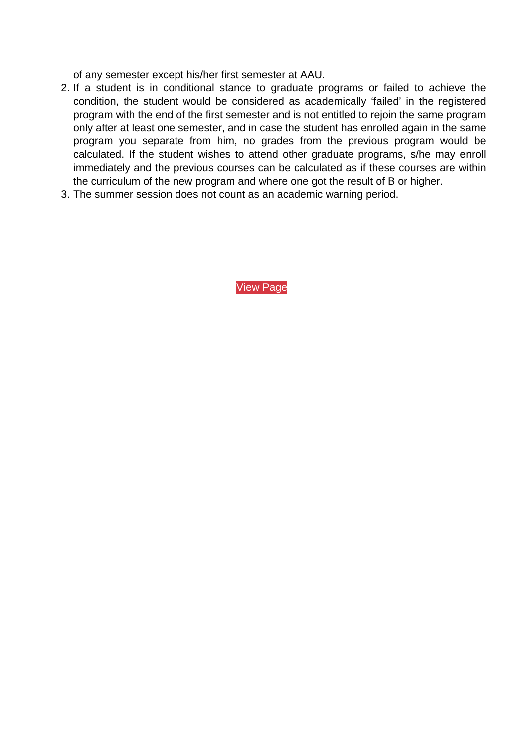of any semester except his/her first semester at AAU.

2. If a student is in conditional stance to graduate programs or failed to achieve the condition, the student would be considered as academically ‘failed’ in the registered program with the end of the first semester and is not entitled to rejoin the same program only after at least one semester, and in case the student has enrolled again in the same program you separate from him, no grades from the previous program would be calculated. If the student wishes to attend other graduate programs, s/he may enroll immediately and the previous courses can be calculated as if these courses are within the curriculum of the new program and where one got the result of B or higher.
3. The summer session does not count as an academic warning period.

View Page